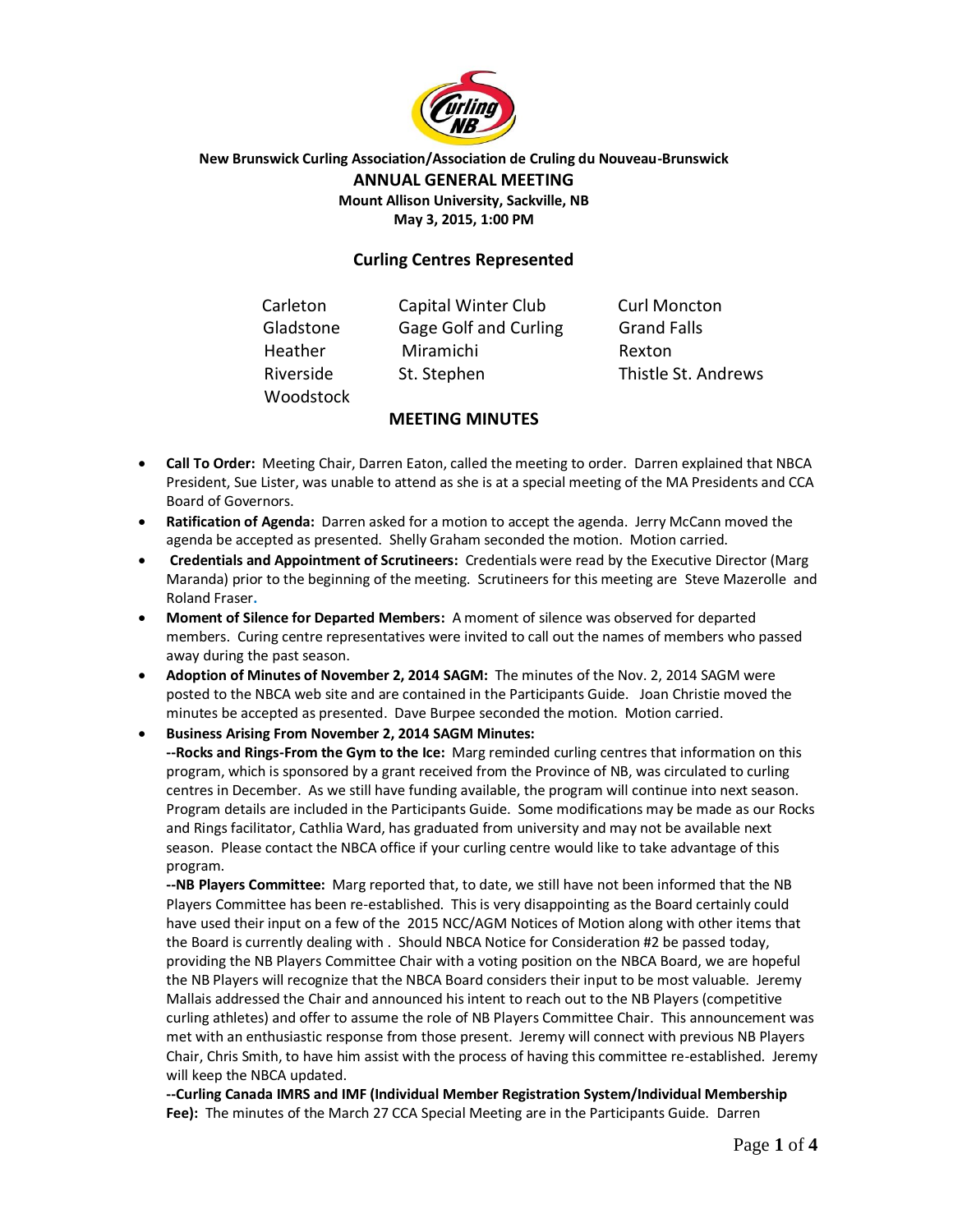**New Brunswick Curling Association/Association de Cruling du Nouveau-Brunswick**

## ANNUAL GENERAL MEETING

**Mount Allison University, Sackville, NB**
**May 3, 2015, 1:00 PM**

### Curling Centres Represented

| | | |
|---|---|---|
| Carleton | Capital Winter Club | Curl Moncton |
| Gladstone | Gage Golf and Curling | Grand Falls |
| Heather | Miramichi | Rexton |
| Riverside | St. Stephen | Thistle St. Andrews |
| Woodstock | | |

### MEETING MINUTES

- **Call To Order:** Meeting Chair, Darren Eaton, called the meeting to order. Darren explained that NBCA President, Sue Lister, was unable to attend as she is at a special meeting of the MA Presidents and CCA Board of Governors.
- **Ratification of Agenda:** Darren asked for a motion to accept the agenda. Jerry McCann moved the agenda be accepted as presented. Shelly Graham seconded the motion. Motion carried.
- **Credentials and Appointment of Scrutineers:** Credentials were read by the Executive Director (Marg Maranda) prior to the beginning of the meeting. Scrutineers for this meeting are Steve Mazerolle and Roland Fraser.
- **Moment of Silence for Departed Members:** A moment of silence was observed for departed members. Curing centre representatives were invited to call out the names of members who passed away during the past season.
- **Adoption of Minutes of November 2, 2014 SAGM:** The minutes of the Nov. 2, 2014 SAGM were posted to the NBCA web site and are contained in the Participants Guide. Joan Christie moved the minutes be accepted as presented. Dave Burpee seconded the motion. Motion carried.
- **Business Arising From November 2, 2014 SAGM Minutes:**

  **--Rocks and Rings-From the Gym to the Ice:** Marg reminded curling centres that information on this program, which is sponsored by a grant received from the Province of NB, was circulated to curling centres in December. As we still have funding available, the program will continue into next season. Program details are included in the Participants Guide. Some modifications may be made as our Rocks and Rings facilitator, Cathlia Ward, has graduated from university and may not be available next season. Please contact the NBCA office if your curling centre would like to take advantage of this program.

  **--NB Players Committee:** Marg reported that, to date, we still have not been informed that the NB Players Committee has been re-established. This is very disappointing as the Board certainly could have used their input on a few of the 2015 NCC/AGM Notices of Motion along with other items that the Board is currently dealing with . Should NBCA Notice for Consideration #2 be passed today, providing the NB Players Committee Chair with a voting position on the NBCA Board, we are hopeful the NB Players will recognize that the NBCA Board considers their input to be most valuable. Jeremy Mallais addressed the Chair and announced his intent to reach out to the NB Players (competitive curling athletes) and offer to assume the role of NB Players Committee Chair. This announcement was met with an enthusiastic response from those present. Jeremy will connect with previous NB Players Chair, Chris Smith, to have him assist with the process of having this committee re-established. Jeremy will keep the NBCA updated.

  **--Curling Canada IMRS and IMF (Individual Member Registration System/Individual Membership Fee):** The minutes of the March 27 CCA Special Meeting are in the Participants Guide. Darren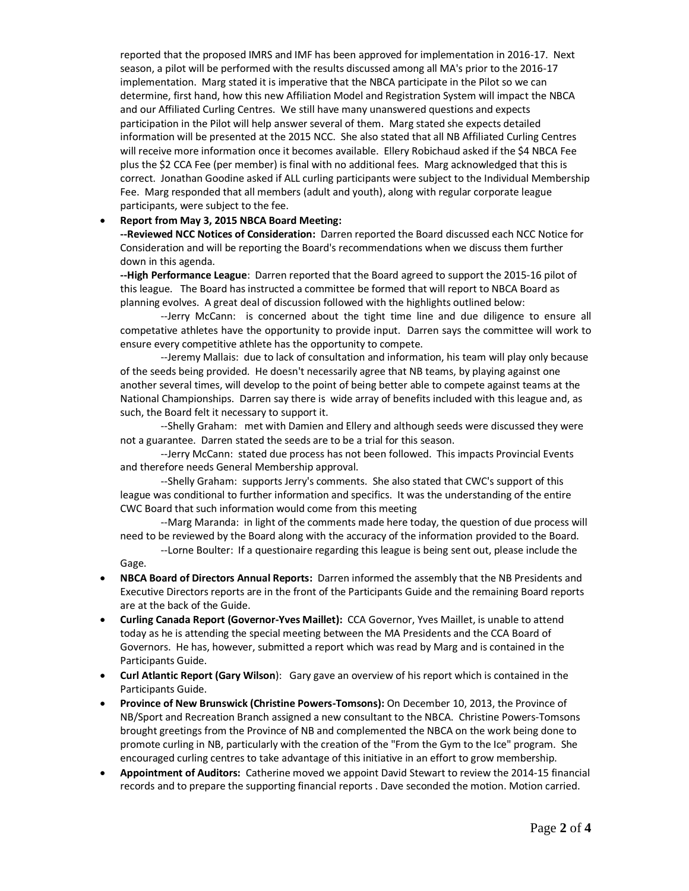reported that the proposed IMRS and IMF has been approved for implementation in 2016-17. Next season, a pilot will be performed with the results discussed among all MA's prior to the 2016-17 implementation. Marg stated it is imperative that the NBCA participate in the Pilot so we can determine, first hand, how this new Affiliation Model and Registration System will impact the NBCA and our Affiliated Curling Centres. We still have many unanswered questions and expects participation in the Pilot will help answer several of them. Marg stated she expects detailed information will be presented at the 2015 NCC. She also stated that all NB Affiliated Curling Centres will receive more information once it becomes available. Ellery Robichaud asked if the $4 NBCA Fee plus the $2 CCA Fee (per member) is final with no additional fees. Marg acknowledged that this is correct. Jonathan Goodine asked if ALL curling participants were subject to the Individual Membership Fee. Marg responded that all members (adult and youth), along with regular corporate league participants, were subject to the fee.

- **Report from May 3, 2015 NBCA Board Meeting:**
  **--Reviewed NCC Notices of Consideration:** Darren reported the Board discussed each NCC Notice for Consideration and will be reporting the Board's recommendations when we discuss them further down in this agenda.
  **--High Performance League**: Darren reported that the Board agreed to support the 2015-16 pilot of this league. The Board has instructed a committee be formed that will report to NBCA Board as planning evolves. A great deal of discussion followed with the highlights outlined below:
  --Jerry McCann: is concerned about the tight time line and due diligence to ensure all competative athletes have the opportunity to provide input. Darren says the committee will work to ensure every competitive athlete has the opportunity to compete.
  --Jeremy Mallais: due to lack of consultation and information, his team will play only because of the seeds being provided. He doesn't necessarily agree that NB teams, by playing against one another several times, will develop to the point of being better able to compete against teams at the National Championships. Darren say there is wide array of benefits included with this league and, as such, the Board felt it necessary to support it.
  --Shelly Graham: met with Damien and Ellery and although seeds were discussed they were not a guarantee. Darren stated the seeds are to be a trial for this season.
  --Jerry McCann: stated due process has not been followed. This impacts Provincial Events and therefore needs General Membership approval.
  --Shelly Graham: supports Jerry's comments. She also stated that CWC's support of this league was conditional to further information and specifics. It was the understanding of the entire CWC Board that such information would come from this meeting
  --Marg Maranda: in light of the comments made here today, the question of due process will need to be reviewed by the Board along with the accuracy of the information provided to the Board.
  --Lorne Boulter: If a questionaire regarding this league is being sent out, please include the Gage.
- **NBCA Board of Directors Annual Reports:** Darren informed the assembly that the NB Presidents and Executive Directors reports are in the front of the Participants Guide and the remaining Board reports are at the back of the Guide.
- **Curling Canada Report (Governor-Yves Maillet):** CCA Governor, Yves Maillet, is unable to attend today as he is attending the special meeting between the MA Presidents and the CCA Board of Governors. He has, however, submitted a report which was read by Marg and is contained in the Participants Guide.
- **Curl Atlantic Report (Gary Wilson**): Gary gave an overview of his report which is contained in the Participants Guide.
- **Province of New Brunswick (Christine Powers-Tomsons):** On December 10, 2013, the Province of NB/Sport and Recreation Branch assigned a new consultant to the NBCA. Christine Powers-Tomsons brought greetings from the Province of NB and complemented the NBCA on the work being done to promote curling in NB, particularly with the creation of the "From the Gym to the Ice" program. She encouraged curling centres to take advantage of this initiative in an effort to grow membership.
- **Appointment of Auditors:** Catherine moved we appoint David Stewart to review the 2014-15 financial records and to prepare the supporting financial reports . Dave seconded the motion. Motion carried.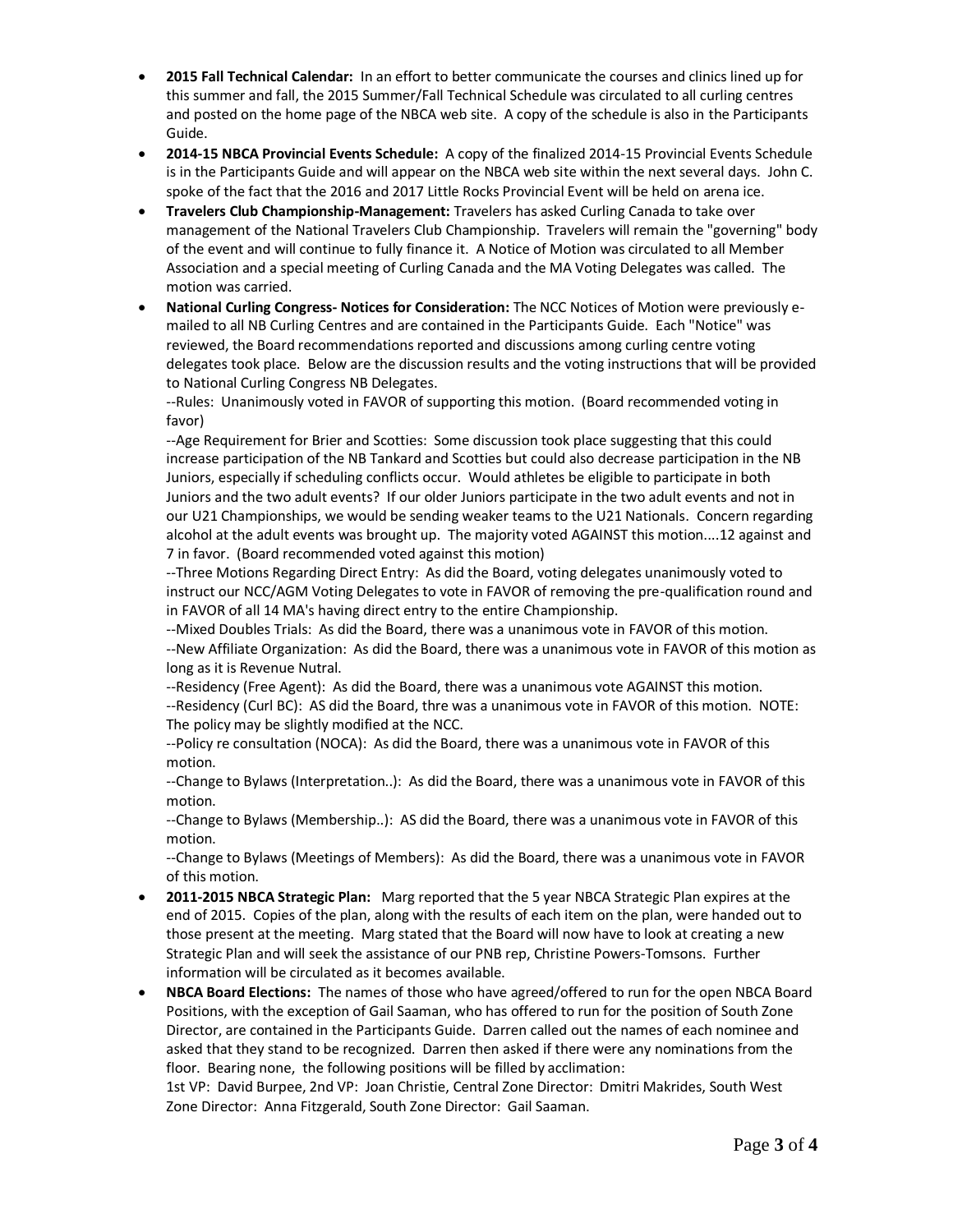- **2015 Fall Technical Calendar:** In an effort to better communicate the courses and clinics lined up for this summer and fall, the 2015 Summer/Fall Technical Schedule was circulated to all curling centres and posted on the home page of the NBCA web site. A copy of the schedule is also in the Participants Guide.
- **2014-15 NBCA Provincial Events Schedule:** A copy of the finalized 2014-15 Provincial Events Schedule is in the Participants Guide and will appear on the NBCA web site within the next several days. John C. spoke of the fact that the 2016 and 2017 Little Rocks Provincial Event will be held on arena ice.
- **Travelers Club Championship-Management:** Travelers has asked Curling Canada to take over management of the National Travelers Club Championship. Travelers will remain the "governing" body of the event and will continue to fully finance it. A Notice of Motion was circulated to all Member Association and a special meeting of Curling Canada and the MA Voting Delegates was called. The motion was carried.
- **National Curling Congress- Notices for Consideration:** The NCC Notices of Motion were previously e-mailed to all NB Curling Centres and are contained in the Participants Guide. Each "Notice" was reviewed, the Board recommendations reported and discussions among curling centre voting delegates took place. Below are the discussion results and the voting instructions that will be provided to National Curling Congress NB Delegates.

  --Rules: Unanimously voted in FAVOR of supporting this motion. (Board recommended voting in favor)

  --Age Requirement for Brier and Scotties: Some discussion took place suggesting that this could increase participation of the NB Tankard and Scotties but could also decrease participation in the NB Juniors, especially if scheduling conflicts occur. Would athletes be eligible to participate in both Juniors and the two adult events? If our older Juniors participate in the two adult events and not in our U21 Championships, we would be sending weaker teams to the U21 Nationals. Concern regarding alcohol at the adult events was brought up. The majority voted AGAINST this motion....12 against and 7 in favor. (Board recommended voted against this motion)

  --Three Motions Regarding Direct Entry: As did the Board, voting delegates unanimously voted to instruct our NCC/AGM Voting Delegates to vote in FAVOR of removing the pre-qualification round and in FAVOR of all 14 MA's having direct entry to the entire Championship.

  --Mixed Doubles Trials: As did the Board, there was a unanimous vote in FAVOR of this motion.

  --New Affiliate Organization: As did the Board, there was a unanimous vote in FAVOR of this motion as long as it is Revenue Nutral.

  --Residency (Free Agent): As did the Board, there was a unanimous vote AGAINST this motion.

  --Residency (Curl BC): AS did the Board, thre was a unanimous vote in FAVOR of this motion. NOTE: The policy may be slightly modified at the NCC.

  --Policy re consultation (NOCA): As did the Board, there was a unanimous vote in FAVOR of this motion.

  --Change to Bylaws (Interpretation..): As did the Board, there was a unanimous vote in FAVOR of this motion.

  --Change to Bylaws (Membership..): AS did the Board, there was a unanimous vote in FAVOR of this motion.

  --Change to Bylaws (Meetings of Members): As did the Board, there was a unanimous vote in FAVOR of this motion.
- **2011-2015 NBCA Strategic Plan:** Marg reported that the 5 year NBCA Strategic Plan expires at the end of 2015. Copies of the plan, along with the results of each item on the plan, were handed out to those present at the meeting. Marg stated that the Board will now have to look at creating a new Strategic Plan and will seek the assistance of our PNB rep, Christine Powers-Tomsons. Further information will be circulated as it becomes available.
- **NBCA Board Elections:** The names of those who have agreed/offered to run for the open NBCA Board Positions, with the exception of Gail Saaman, who has offered to run for the position of South Zone Director, are contained in the Participants Guide. Darren called out the names of each nominee and asked that they stand to be recognized. Darren then asked if there were any nominations from the floor. Bearing none, the following positions will be filled by acclimation:

  1st VP: David Burpee, 2nd VP: Joan Christie, Central Zone Director: Dmitri Makrides, South West Zone Director: Anna Fitzgerald, South Zone Director: Gail Saaman.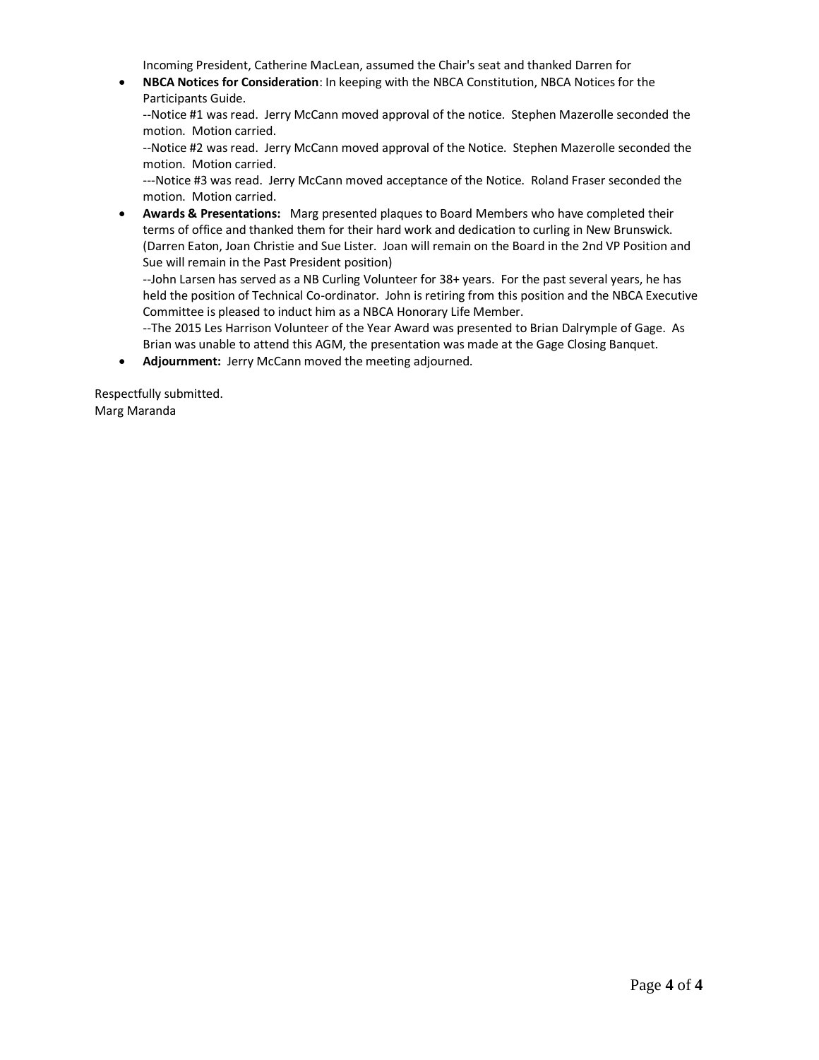Incoming President, Catherine MacLean, assumed the Chair's seat and thanked Darren for

- **NBCA Notices for Consideration**: In keeping with the NBCA Constitution, NBCA Notices for the Participants Guide.
  --Notice #1 was read. Jerry McCann moved approval of the notice. Stephen Mazerolle seconded the motion. Motion carried.
  --Notice #2 was read. Jerry McCann moved approval of the Notice. Stephen Mazerolle seconded the motion. Motion carried.
  ---Notice #3 was read. Jerry McCann moved acceptance of the Notice. Roland Fraser seconded the motion. Motion carried.
- **Awards & Presentations:** Marg presented plaques to Board Members who have completed their terms of office and thanked them for their hard work and dedication to curling in New Brunswick. (Darren Eaton, Joan Christie and Sue Lister. Joan will remain on the Board in the 2nd VP Position and Sue will remain in the Past President position)
  --John Larsen has served as a NB Curling Volunteer for 38+ years. For the past several years, he has held the position of Technical Co-ordinator. John is retiring from this position and the NBCA Executive Committee is pleased to induct him as a NBCA Honorary Life Member.
  --The 2015 Les Harrison Volunteer of the Year Award was presented to Brian Dalrymple of Gage. As Brian was unable to attend this AGM, the presentation was made at the Gage Closing Banquet.
- **Adjournment:** Jerry McCann moved the meeting adjourned.

Respectfully submitted.
Marg Maranda